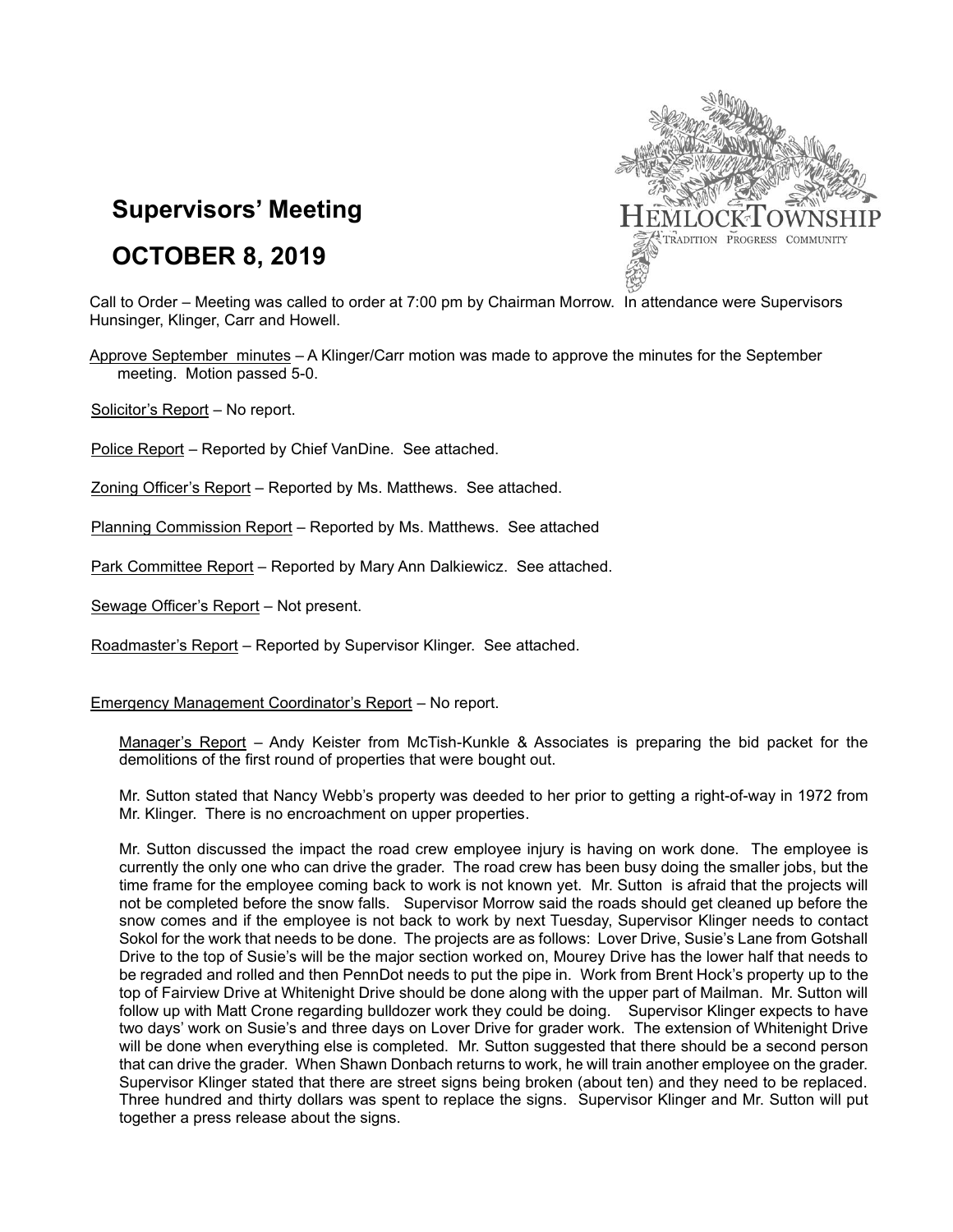# Supervisors' Meeting

# OCTOBER 8, 2019

HEMLOCK TOWNSHIP
TRADITION PROGRESS COMMUNITY

Call to Order – Meeting was called to order at 7:00 pm by Chairman Morrow. In attendance were Supervisors Hunsinger, Klinger, Carr and Howell.

Approve September minutes – A Klinger/Carr motion was made to approve the minutes for the September meeting. Motion passed 5-0.

Solicitor's Report – No report.

Police Report – Reported by Chief VanDine. See attached.

Zoning Officer's Report – Reported by Ms. Matthews. See attached.

Planning Commission Report – Reported by Ms. Matthews. See attached

Park Committee Report – Reported by Mary Ann Dalkiewicz. See attached.

Sewage Officer's Report – Not present.

Roadmaster's Report – Reported by Supervisor Klinger. See attached.

Emergency Management Coordinator's Report – No report.

Manager's Report – Andy Keister from McTish-Kunkle & Associates is preparing the bid packet for the demolitions of the first round of properties that were bought out.

Mr. Sutton stated that Nancy Webb's property was deeded to her prior to getting a right-of-way in 1972 from Mr. Klinger. There is no encroachment on upper properties.

Mr. Sutton discussed the impact the road crew employee injury is having on work done. The employee is currently the only one who can drive the grader. The road crew has been busy doing the smaller jobs, but the time frame for the employee coming back to work is not known yet. Mr. Sutton is afraid that the projects will not be completed before the snow falls. Supervisor Morrow said the roads should get cleaned up before the snow comes and if the employee is not back to work by next Tuesday, Supervisor Klinger needs to contact Sokol for the work that needs to be done. The projects are as follows: Lover Drive, Susie's Lane from Gotshall Drive to the top of Susie's will be the major section worked on, Mourey Drive has the lower half that needs to be regraded and rolled and then PennDot needs to put the pipe in. Work from Brent Hock's property up to the top of Fairview Drive at Whitenight Drive should be done along with the upper part of Mailman. Mr. Sutton will follow up with Matt Crone regarding bulldozer work they could be doing. Supervisor Klinger expects to have two days' work on Susie's and three days on Lover Drive for grader work. The extension of Whitenight Drive will be done when everything else is completed. Mr. Sutton suggested that there should be a second person that can drive the grader. When Shawn Donbach returns to work, he will train another employee on the grader. Supervisor Klinger stated that there are street signs being broken (about ten) and they need to be replaced. Three hundred and thirty dollars was spent to replace the signs. Supervisor Klinger and Mr. Sutton will put together a press release about the signs.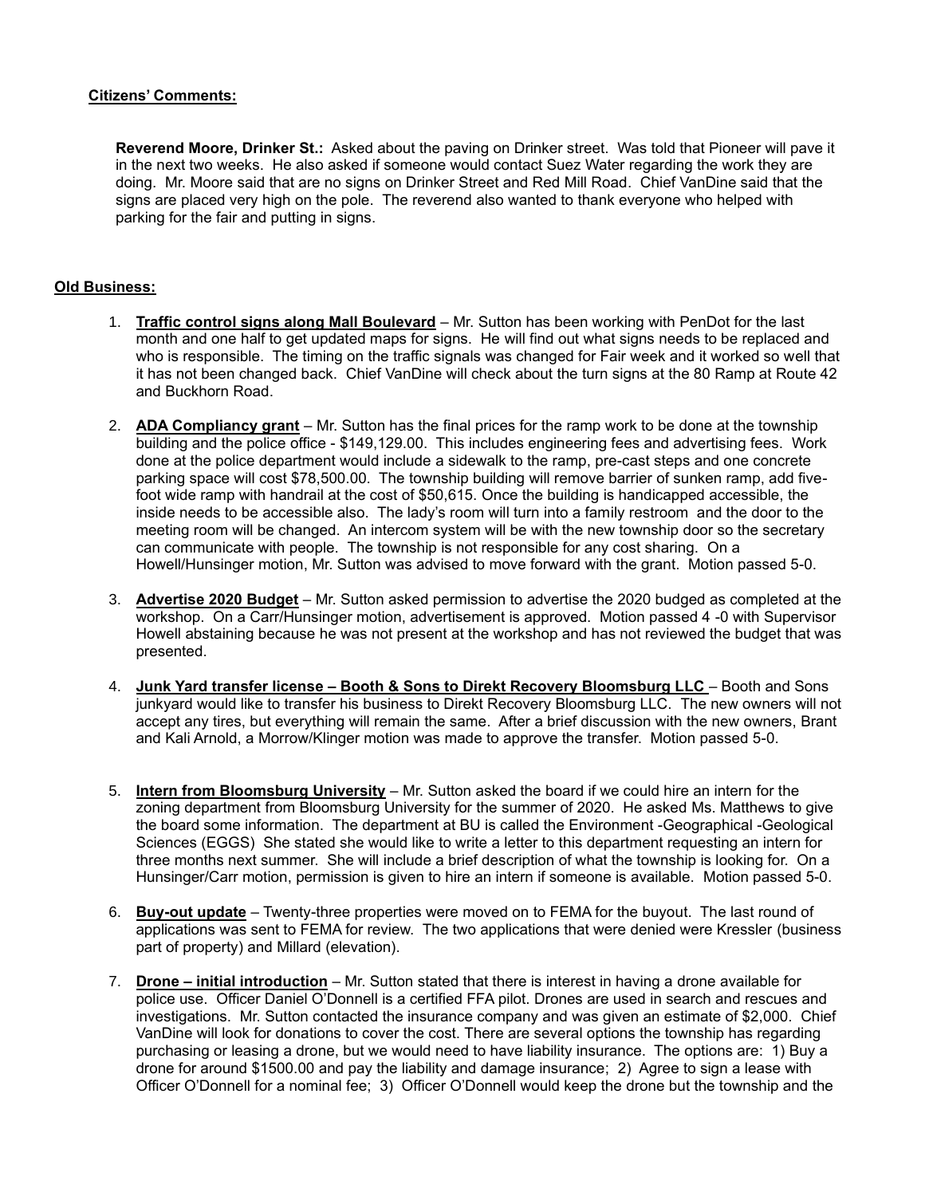**Citizens' Comments:**

**Reverend Moore, Drinker St.:** Asked about the paving on Drinker street. Was told that Pioneer will pave it in the next two weeks. He also asked if someone would contact Suez Water regarding the work they are doing. Mr. Moore said that are no signs on Drinker Street and Red Mill Road. Chief VanDine said that the signs are placed very high on the pole. The reverend also wanted to thank everyone who helped with parking for the fair and putting in signs.

**Old Business:**

1. **Traffic control signs along Mall Boulevard** – Mr. Sutton has been working with PenDot for the last month and one half to get updated maps for signs. He will find out what signs needs to be replaced and who is responsible. The timing on the traffic signals was changed for Fair week and it worked so well that it has not been changed back. Chief VanDine will check about the turn signs at the 80 Ramp at Route 42 and Buckhorn Road.

2. **ADA Compliancy grant** – Mr. Sutton has the final prices for the ramp work to be done at the township building and the police office - $149,129.00. This includes engineering fees and advertising fees. Work done at the police department would include a sidewalk to the ramp, pre-cast steps and one concrete parking space will cost $78,500.00. The township building will remove barrier of sunken ramp, add five-foot wide ramp with handrail at the cost of $50,615. Once the building is handicapped accessible, the inside needs to be accessible also. The lady's room will turn into a family restroom and the door to the meeting room will be changed. An intercom system will be with the new township door so the secretary can communicate with people. The township is not responsible for any cost sharing. On a Howell/Hunsinger motion, Mr. Sutton was advised to move forward with the grant. Motion passed 5-0.

3. **Advertise 2020 Budget** – Mr. Sutton asked permission to advertise the 2020 budged as completed at the workshop. On a Carr/Hunsinger motion, advertisement is approved. Motion passed 4 -0 with Supervisor Howell abstaining because he was not present at the workshop and has not reviewed the budget that was presented.

4. **Junk Yard transfer license – Booth & Sons to Direkt Recovery Bloomsburg LLC** – Booth and Sons junkyard would like to transfer his business to Direkt Recovery Bloomsburg LLC. The new owners will not accept any tires, but everything will remain the same. After a brief discussion with the new owners, Brant and Kali Arnold, a Morrow/Klinger motion was made to approve the transfer. Motion passed 5-0.

5. **Intern from Bloomsburg University** – Mr. Sutton asked the board if we could hire an intern for the zoning department from Bloomsburg University for the summer of 2020. He asked Ms. Matthews to give the board some information. The department at BU is called the Environment -Geographical -Geological Sciences (EGGS) She stated she would like to write a letter to this department requesting an intern for three months next summer. She will include a brief description of what the township is looking for. On a Hunsinger/Carr motion, permission is given to hire an intern if someone is available. Motion passed 5-0.

6. **Buy-out update** – Twenty-three properties were moved on to FEMA for the buyout. The last round of applications was sent to FEMA for review. The two applications that were denied were Kressler (business part of property) and Millard (elevation).

7. **Drone – initial introduction** – Mr. Sutton stated that there is interest in having a drone available for police use. Officer Daniel O'Donnell is a certified FFA pilot. Drones are used in search and rescues and investigations. Mr. Sutton contacted the insurance company and was given an estimate of $2,000. Chief VanDine will look for donations to cover the cost. There are several options the township has regarding purchasing or leasing a drone, but we would need to have liability insurance. The options are: 1) Buy a drone for around $1500.00 and pay the liability and damage insurance; 2) Agree to sign a lease with Officer O'Donnell for a nominal fee; 3) Officer O'Donnell would keep the drone but the township and the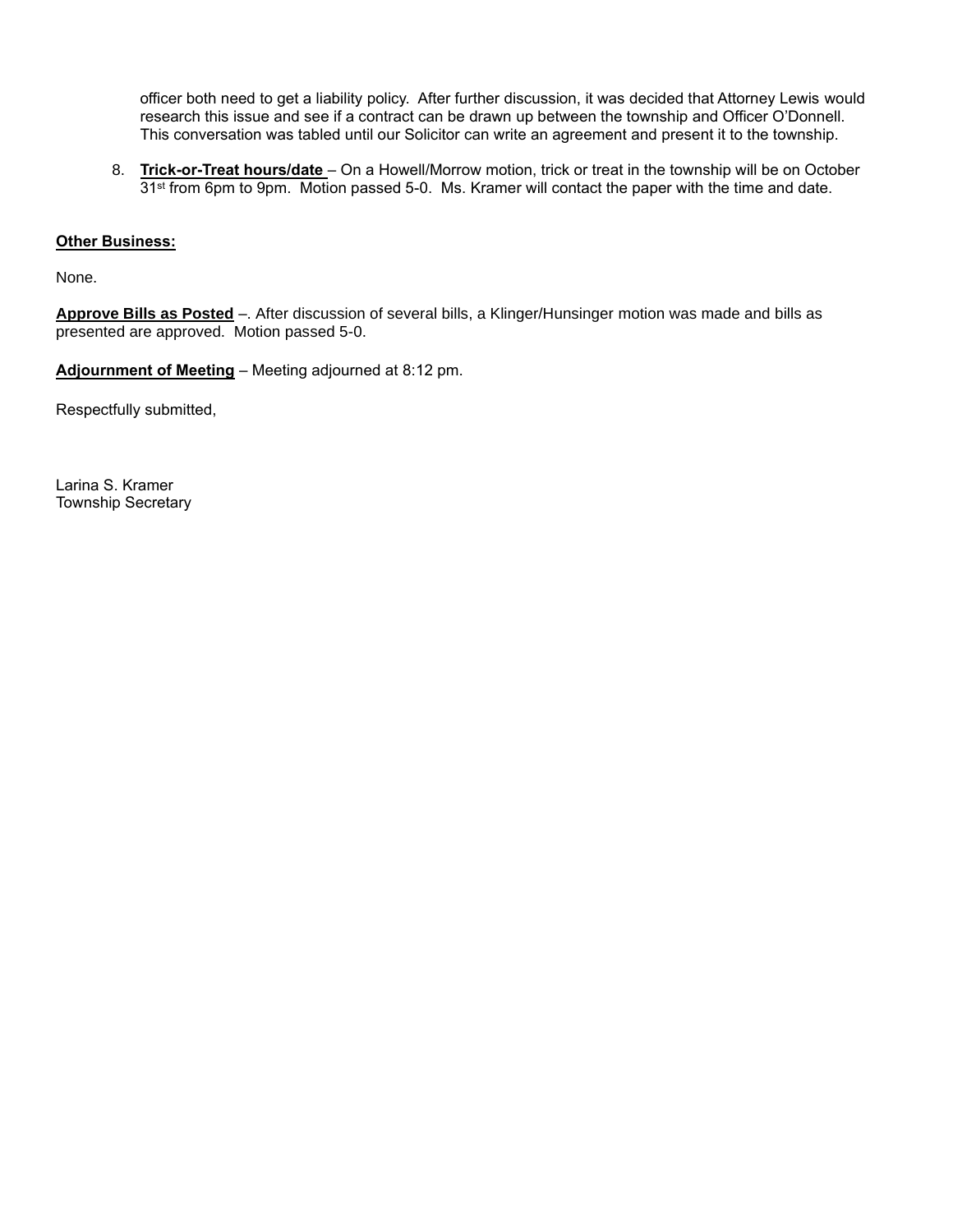officer both need to get a liability policy. After further discussion, it was decided that Attorney Lewis would research this issue and see if a contract can be drawn up between the township and Officer O'Donnell. This conversation was tabled until our Solicitor can write an agreement and present it to the township.

8. **Trick-or-Treat hours/date** – On a Howell/Morrow motion, trick or treat in the township will be on October 31st from 6pm to 9pm. Motion passed 5-0. Ms. Kramer will contact the paper with the time and date.

**Other Business:**

None.

**Approve Bills as Posted** –. After discussion of several bills, a Klinger/Hunsinger motion was made and bills as presented are approved. Motion passed 5-0.

**Adjournment of Meeting** – Meeting adjourned at 8:12 pm.

Respectfully submitted,

Larina S. Kramer
Township Secretary